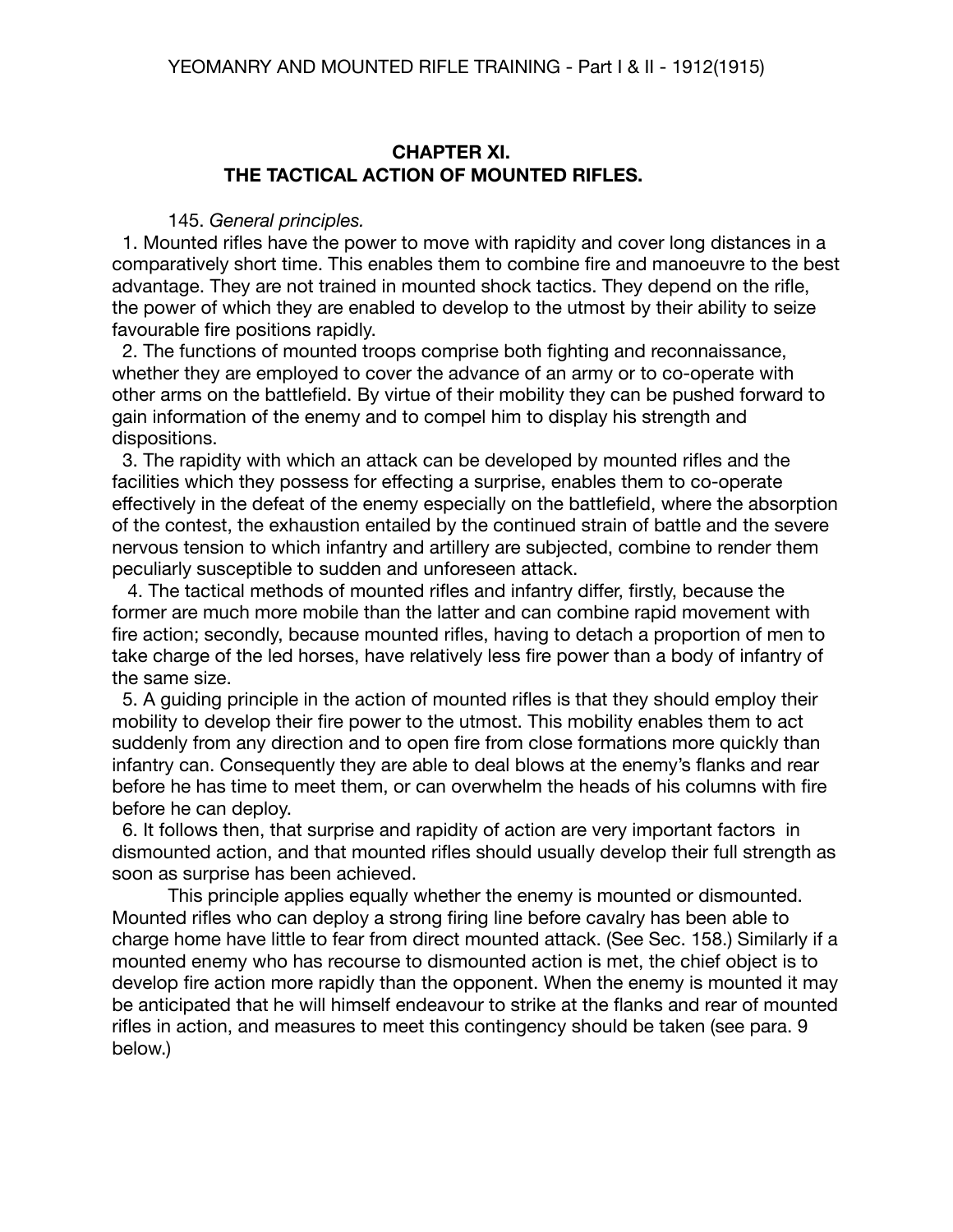## CHAPTER XI.
## THE TACTICAL ACTION OF MOUNTED RIFLES.

145. *General principles.*

1. Mounted rifles have the power to move with rapidity and cover long distances in a comparatively short time. This enables them to combine fire and manoeuvre to the best advantage. They are not trained in mounted shock tactics. They depend on the rifle, the power of which they are enabled to develop to the utmost by their ability to seize favourable fire positions rapidly.

2. The functions of mounted troops comprise both fighting and reconnaissance, whether they are employed to cover the advance of an army or to co-operate with other arms on the battlefield. By virtue of their mobility they can be pushed forward to gain information of the enemy and to compel him to display his strength and dispositions.

3. The rapidity with which an attack can be developed by mounted rifles and the facilities which they possess for effecting a surprise, enables them to co-operate effectively in the defeat of the enemy especially on the battlefield, where the absorption of the contest, the exhaustion entailed by the continued strain of battle and the severe nervous tension to which infantry and artillery are subjected, combine to render them peculiarly susceptible to sudden and unforeseen attack.

4. The tactical methods of mounted rifles and infantry differ, firstly, because the former are much more mobile than the latter and can combine rapid movement with fire action; secondly, because mounted rifles, having to detach a proportion of men to take charge of the led horses, have relatively less fire power than a body of infantry of the same size.

5. A guiding principle in the action of mounted rifles is that they should employ their mobility to develop their fire power to the utmost. This mobility enables them to act suddenly from any direction and to open fire from close formations more quickly than infantry can. Consequently they are able to deal blows at the enemy's flanks and rear before he has time to meet them, or can overwhelm the heads of his columns with fire before he can deploy.

6. It follows then, that surprise and rapidity of action are very important factors in dismounted action, and that mounted rifles should usually develop their full strength as soon as surprise has been achieved.

This principle applies equally whether the enemy is mounted or dismounted. Mounted rifles who can deploy a strong firing line before cavalry has been able to charge home have little to fear from direct mounted attack. (See Sec. 158.) Similarly if a mounted enemy who has recourse to dismounted action is met, the chief object is to develop fire action more rapidly than the opponent. When the enemy is mounted it may be anticipated that he will himself endeavour to strike at the flanks and rear of mounted rifles in action, and measures to meet this contingency should be taken (see para. 9 below.)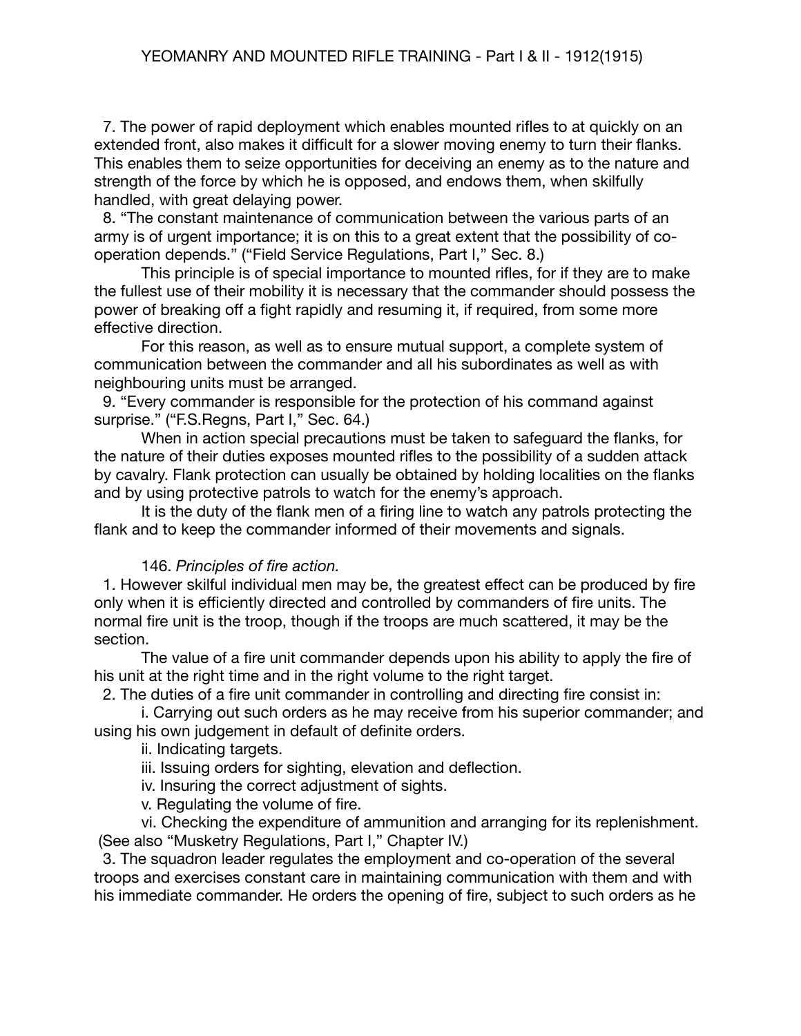7. The power of rapid deployment which enables mounted rifles to at quickly on an extended front, also makes it difficult for a slower moving enemy to turn their flanks. This enables them to seize opportunities for deceiving an enemy as to the nature and strength of the force by which he is opposed, and endows them, when skilfully handled, with great delaying power.

8. "The constant maintenance of communication between the various parts of an army is of urgent importance; it is on this to a great extent that the possibility of co-operation depends." ("Field Service Regulations, Part I," Sec. 8.)

This principle is of special importance to mounted rifles, for if they are to make the fullest use of their mobility it is necessary that the commander should possess the power of breaking off a fight rapidly and resuming it, if required, from some more effective direction.

For this reason, as well as to ensure mutual support, a complete system of communication between the commander and all his subordinates as well as with neighbouring units must be arranged.

9. "Every commander is responsible for the protection of his command against surprise." ("F.S.Regns, Part I," Sec. 64.)

When in action special precautions must be taken to safeguard the flanks, for the nature of their duties exposes mounted rifles to the possibility of a sudden attack by cavalry. Flank protection can usually be obtained by holding localities on the flanks and by using protective patrols to watch for the enemy's approach.

It is the duty of the flank men of a firing line to watch any patrols protecting the flank and to keep the commander informed of their movements and signals.

146. *Principles of fire action.*

1. However skilful individual men may be, the greatest effect can be produced by fire only when it is efficiently directed and controlled by commanders of fire units. The normal fire unit is the troop, though if the troops are much scattered, it may be the section.

The value of a fire unit commander depends upon his ability to apply the fire of his unit at the right time and in the right volume to the right target.

2. The duties of a fire unit commander in controlling and directing fire consist in:

i. Carrying out such orders as he may receive from his superior commander; and using his own judgement in default of definite orders.

ii. Indicating targets.

iii. Issuing orders for sighting, elevation and deflection.

iv. Insuring the correct adjustment of sights.

v. Regulating the volume of fire.

vi. Checking the expenditure of ammunition and arranging for its replenishment.

(See also "Musketry Regulations, Part I," Chapter IV.)

3. The squadron leader regulates the employment and co-operation of the several troops and exercises constant care in maintaining communication with them and with his immediate commander. He orders the opening of fire, subject to such orders as he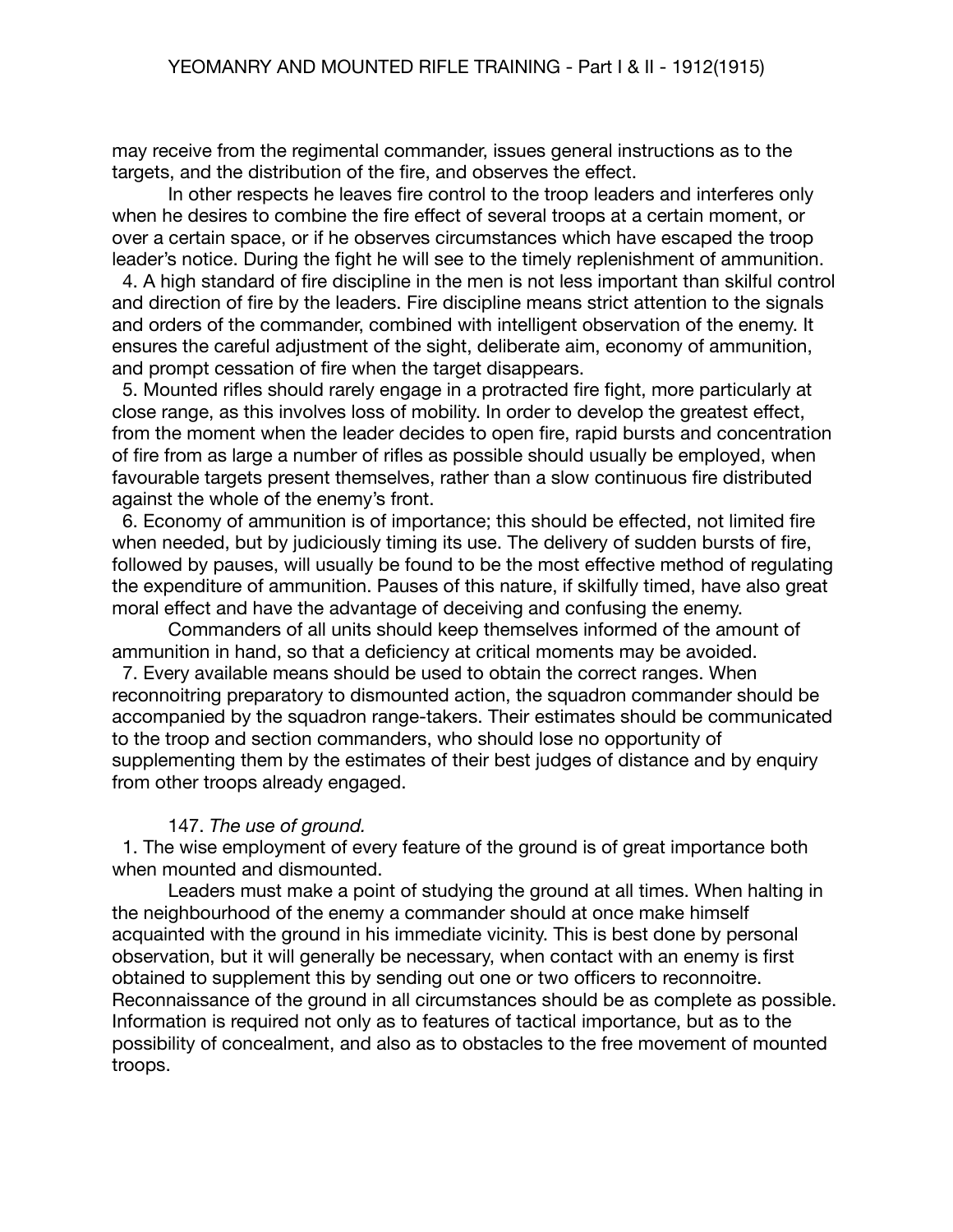may receive from the regimental commander, issues general instructions as to the targets, and the distribution of the fire, and observes the effect.

In other respects he leaves fire control to the troop leaders and interferes only when he desires to combine the fire effect of several troops at a certain moment, or over a certain space, or if he observes circumstances which have escaped the troop leader's notice. During the fight he will see to the timely replenishment of ammunition.

4. A high standard of fire discipline in the men is not less important than skilful control and direction of fire by the leaders. Fire discipline means strict attention to the signals and orders of the commander, combined with intelligent observation of the enemy. It ensures the careful adjustment of the sight, deliberate aim, economy of ammunition, and prompt cessation of fire when the target disappears.

5. Mounted rifles should rarely engage in a protracted fire fight, more particularly at close range, as this involves loss of mobility. In order to develop the greatest effect, from the moment when the leader decides to open fire, rapid bursts and concentration of fire from as large a number of rifles as possible should usually be employed, when favourable targets present themselves, rather than a slow continuous fire distributed against the whole of the enemy's front.

6. Economy of ammunition is of importance; this should be effected, not limited fire when needed, but by judiciously timing its use. The delivery of sudden bursts of fire, followed by pauses, will usually be found to be the most effective method of regulating the expenditure of ammunition. Pauses of this nature, if skilfully timed, have also great moral effect and have the advantage of deceiving and confusing the enemy.

Commanders of all units should keep themselves informed of the amount of ammunition in hand, so that a deficiency at critical moments may be avoided.

7. Every available means should be used to obtain the correct ranges. When reconnoitring preparatory to dismounted action, the squadron commander should be accompanied by the squadron range-takers. Their estimates should be communicated to the troop and section commanders, who should lose no opportunity of supplementing them by the estimates of their best judges of distance and by enquiry from other troops already engaged.

147. *The use of ground.*

1. The wise employment of every feature of the ground is of great importance both when mounted and dismounted.

Leaders must make a point of studying the ground at all times. When halting in the neighbourhood of the enemy a commander should at once make himself acquainted with the ground in his immediate vicinity. This is best done by personal observation, but it will generally be necessary, when contact with an enemy is first obtained to supplement this by sending out one or two officers to reconnoitre. Reconnaissance of the ground in all circumstances should be as complete as possible. Information is required not only as to features of tactical importance, but as to the possibility of concealment, and also as to obstacles to the free movement of mounted troops.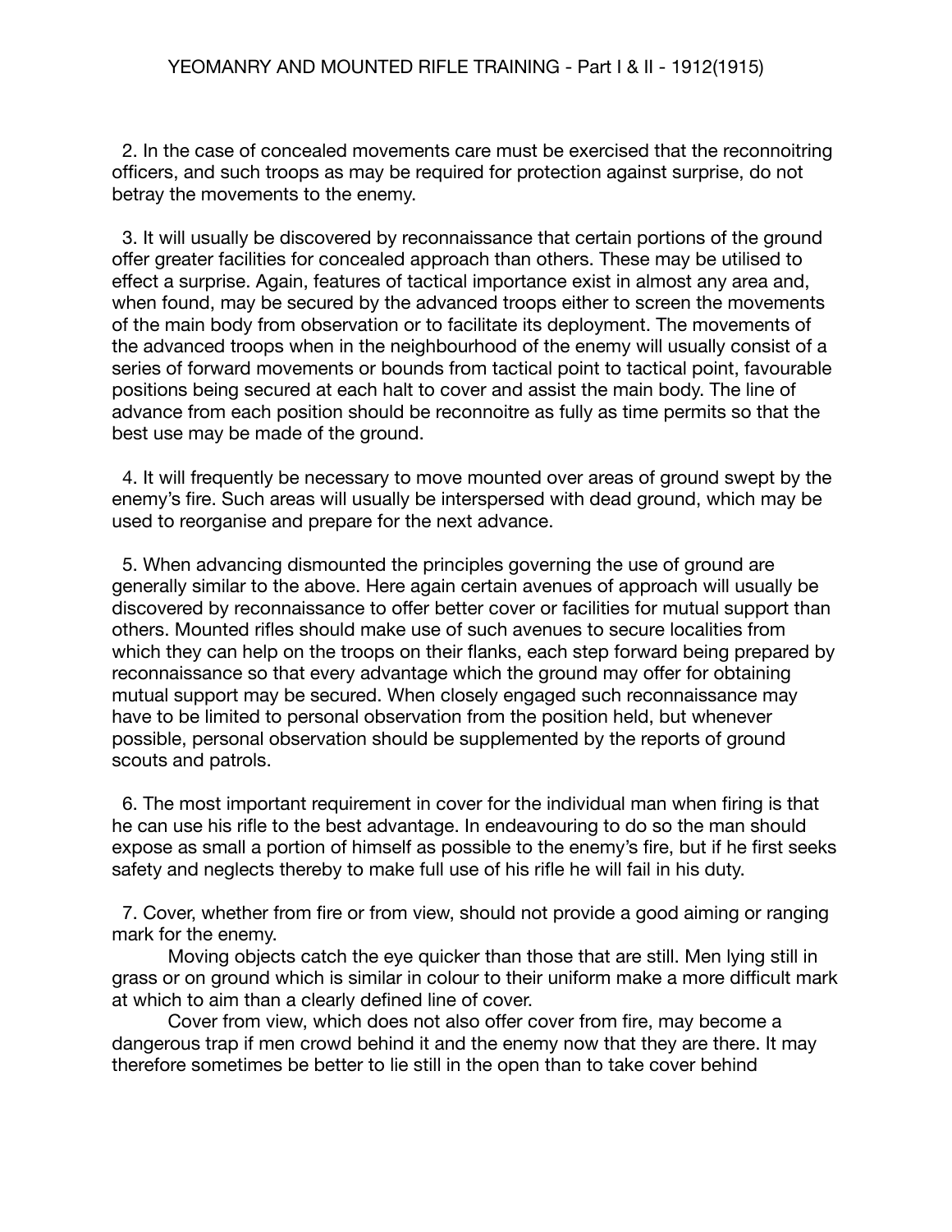2. In the case of concealed movements care must be exercised that the reconnoitring officers, and such troops as may be required for protection against surprise, do not betray the movements to the enemy.

3. It will usually be discovered by reconnaissance that certain portions of the ground offer greater facilities for concealed approach than others. These may be utilised to effect a surprise. Again, features of tactical importance exist in almost any area and, when found, may be secured by the advanced troops either to screen the movements of the main body from observation or to facilitate its deployment. The movements of the advanced troops when in the neighbourhood of the enemy will usually consist of a series of forward movements or bounds from tactical point to tactical point, favourable positions being secured at each halt to cover and assist the main body. The line of advance from each position should be reconnoitre as fully as time permits so that the best use may be made of the ground.

4. It will frequently be necessary to move mounted over areas of ground swept by the enemy's fire. Such areas will usually be interspersed with dead ground, which may be used to reorganise and prepare for the next advance.

5. When advancing dismounted the principles governing the use of ground are generally similar to the above. Here again certain avenues of approach will usually be discovered by reconnaissance to offer better cover or facilities for mutual support than others. Mounted rifles should make use of such avenues to secure localities from which they can help on the troops on their flanks, each step forward being prepared by reconnaissance so that every advantage which the ground may offer for obtaining mutual support may be secured. When closely engaged such reconnaissance may have to be limited to personal observation from the position held, but whenever possible, personal observation should be supplemented by the reports of ground scouts and patrols.

6. The most important requirement in cover for the individual man when firing is that he can use his rifle to the best advantage. In endeavouring to do so the man should expose as small a portion of himself as possible to the enemy's fire, but if he first seeks safety and neglects thereby to make full use of his rifle he will fail in his duty.

7. Cover, whether from fire or from view, should not provide a good aiming or ranging mark for the enemy.

Moving objects catch the eye quicker than those that are still. Men lying still in grass or on ground which is similar in colour to their uniform make a more difficult mark at which to aim than a clearly defined line of cover.

Cover from view, which does not also offer cover from fire, may become a dangerous trap if men crowd behind it and the enemy now that they are there. It may therefore sometimes be better to lie still in the open than to take cover behind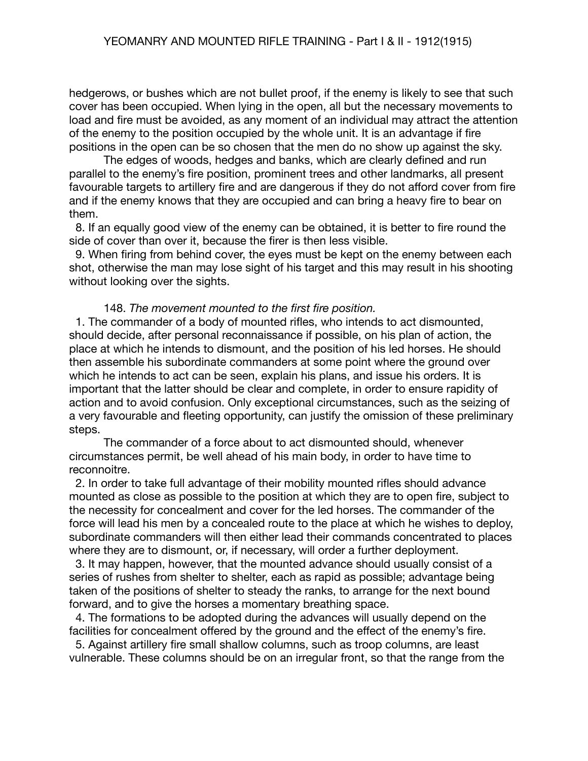hedgerows, or bushes which are not bullet proof, if the enemy is likely to see that such cover has been occupied. When lying in the open, all but the necessary movements to load and fire must be avoided, as any moment of an individual may attract the attention of the enemy to the position occupied by the whole unit. It is an advantage if fire positions in the open can be so chosen that the men do no show up against the sky.

The edges of woods, hedges and banks, which are clearly defined and run parallel to the enemy's fire position, prominent trees and other landmarks, all present favourable targets to artillery fire and are dangerous if they do not afford cover from fire and if the enemy knows that they are occupied and can bring a heavy fire to bear on them.

8. If an equally good view of the enemy can be obtained, it is better to fire round the side of cover than over it, because the firer is then less visible.

9. When firing from behind cover, the eyes must be kept on the enemy between each shot, otherwise the man may lose sight of his target and this may result in his shooting without looking over the sights.

148. *The movement mounted to the first fire position.*

1. The commander of a body of mounted rifles, who intends to act dismounted, should decide, after personal reconnaissance if possible, on his plan of action, the place at which he intends to dismount, and the position of his led horses. He should then assemble his subordinate commanders at some point where the ground over which he intends to act can be seen, explain his plans, and issue his orders. It is important that the latter should be clear and complete, in order to ensure rapidity of action and to avoid confusion. Only exceptional circumstances, such as the seizing of a very favourable and fleeting opportunity, can justify the omission of these preliminary steps.

The commander of a force about to act dismounted should, whenever circumstances permit, be well ahead of his main body, in order to have time to reconnoitre.

2. In order to take full advantage of their mobility mounted rifles should advance mounted as close as possible to the position at which they are to open fire, subject to the necessity for concealment and cover for the led horses. The commander of the force will lead his men by a concealed route to the place at which he wishes to deploy, subordinate commanders will then either lead their commands concentrated to places where they are to dismount, or, if necessary, will order a further deployment.

3. It may happen, however, that the mounted advance should usually consist of a series of rushes from shelter to shelter, each as rapid as possible; advantage being taken of the positions of shelter to steady the ranks, to arrange for the next bound forward, and to give the horses a momentary breathing space.

4. The formations to be adopted during the advances will usually depend on the facilities for concealment offered by the ground and the effect of the enemy's fire.

5. Against artillery fire small shallow columns, such as troop columns, are least vulnerable. These columns should be on an irregular front, so that the range from the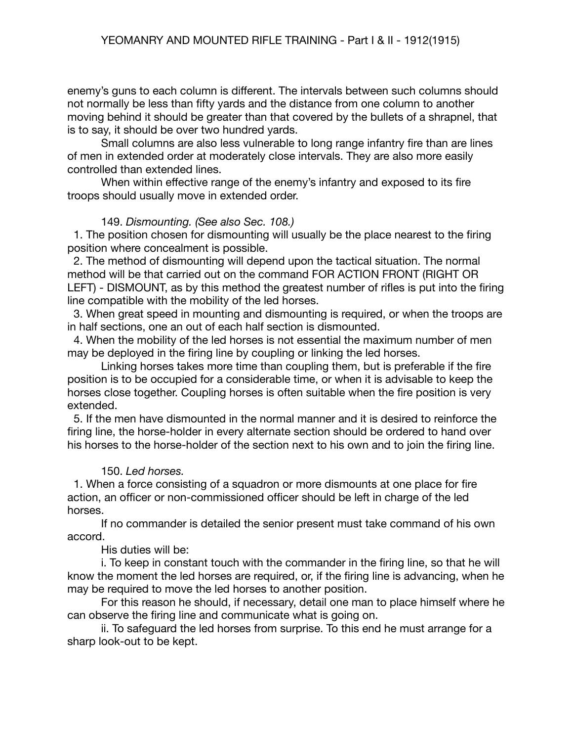enemy's guns to each column is different. The intervals between such columns should not normally be less than fifty yards and the distance from one column to another moving behind it should be greater than that covered by the bullets of a shrapnel, that is to say, it should be over two hundred yards.

Small columns are also less vulnerable to long range infantry fire than are lines of men in extended order at moderately close intervals. They are also more easily controlled than extended lines.

When within effective range of the enemy's infantry and exposed to its fire troops should usually move in extended order.

149. *Dismounting. (See also Sec. 108.)*

1. The position chosen for dismounting will usually be the place nearest to the firing position where concealment is possible.

2. The method of dismounting will depend upon the tactical situation. The normal method will be that carried out on the command FOR ACTION FRONT (RIGHT OR LEFT) - DISMOUNT, as by this method the greatest number of rifles is put into the firing line compatible with the mobility of the led horses.

3. When great speed in mounting and dismounting is required, or when the troops are in half sections, one an out of each half section is dismounted.

4. When the mobility of the led horses is not essential the maximum number of men may be deployed in the firing line by coupling or linking the led horses.

Linking horses takes more time than coupling them, but is preferable if the fire position is to be occupied for a considerable time, or when it is advisable to keep the horses close together. Coupling horses is often suitable when the fire position is very extended.

5. If the men have dismounted in the normal manner and it is desired to reinforce the firing line, the horse-holder in every alternate section should be ordered to hand over his horses to the horse-holder of the section next to his own and to join the firing line.

150. *Led horses.*

1. When a force consisting of a squadron or more dismounts at one place for fire action, an officer or non-commissioned officer should be left in charge of the led horses.

If no commander is detailed the senior present must take command of his own accord.

His duties will be:

i. To keep in constant touch with the commander in the firing line, so that he will know the moment the led horses are required, or, if the firing line is advancing, when he may be required to move the led horses to another position.

For this reason he should, if necessary, detail one man to place himself where he can observe the firing line and communicate what is going on.

ii. To safeguard the led horses from surprise. To this end he must arrange for a sharp look-out to be kept.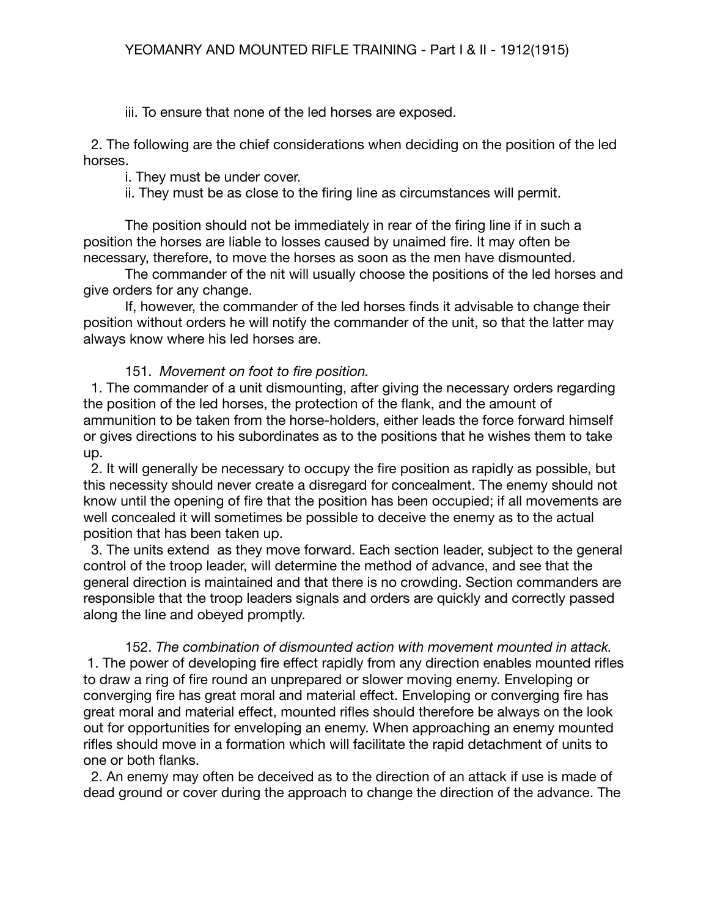iii. To ensure that none of the led horses are exposed.

2. The following are the chief considerations when deciding on the position of the led horses.

i. They must be under cover.

ii. They must be as close to the firing line as circumstances will permit.

The position should not be immediately in rear of the firing line if in such a position the horses are liable to losses caused by unaimed fire. It may often be necessary, therefore, to move the horses as soon as the men have dismounted.

The commander of the nit will usually choose the positions of the led horses and give orders for any change.

If, however, the commander of the led horses finds it advisable to change their position without orders he will notify the commander of the unit, so that the latter may always know where his led horses are.

151. *Movement on foot to fire position.*

1. The commander of a unit dismounting, after giving the necessary orders regarding the position of the led horses, the protection of the flank, and the amount of ammunition to be taken from the horse-holders, either leads the force forward himself or gives directions to his subordinates as to the positions that he wishes them to take up.

2. It will generally be necessary to occupy the fire position as rapidly as possible, but this necessity should never create a disregard for concealment. The enemy should not know until the opening of fire that the position has been occupied; if all movements are well concealed it will sometimes be possible to deceive the enemy as to the actual position that has been taken up.

3. The units extend as they move forward. Each section leader, subject to the general control of the troop leader, will determine the method of advance, and see that the general direction is maintained and that there is no crowding. Section commanders are responsible that the troop leaders signals and orders are quickly and correctly passed along the line and obeyed promptly.

152. *The combination of dismounted action with movement mounted in attack.*

1. The power of developing fire effect rapidly from any direction enables mounted rifles to draw a ring of fire round an unprepared or slower moving enemy. Enveloping or converging fire has great moral and material effect. Enveloping or converging fire has great moral and material effect, mounted rifles should therefore be always on the look out for opportunities for enveloping an enemy. When approaching an enemy mounted rifles should move in a formation which will facilitate the rapid detachment of units to one or both flanks.

2. An enemy may often be deceived as to the direction of an attack if use is made of dead ground or cover during the approach to change the direction of the advance. The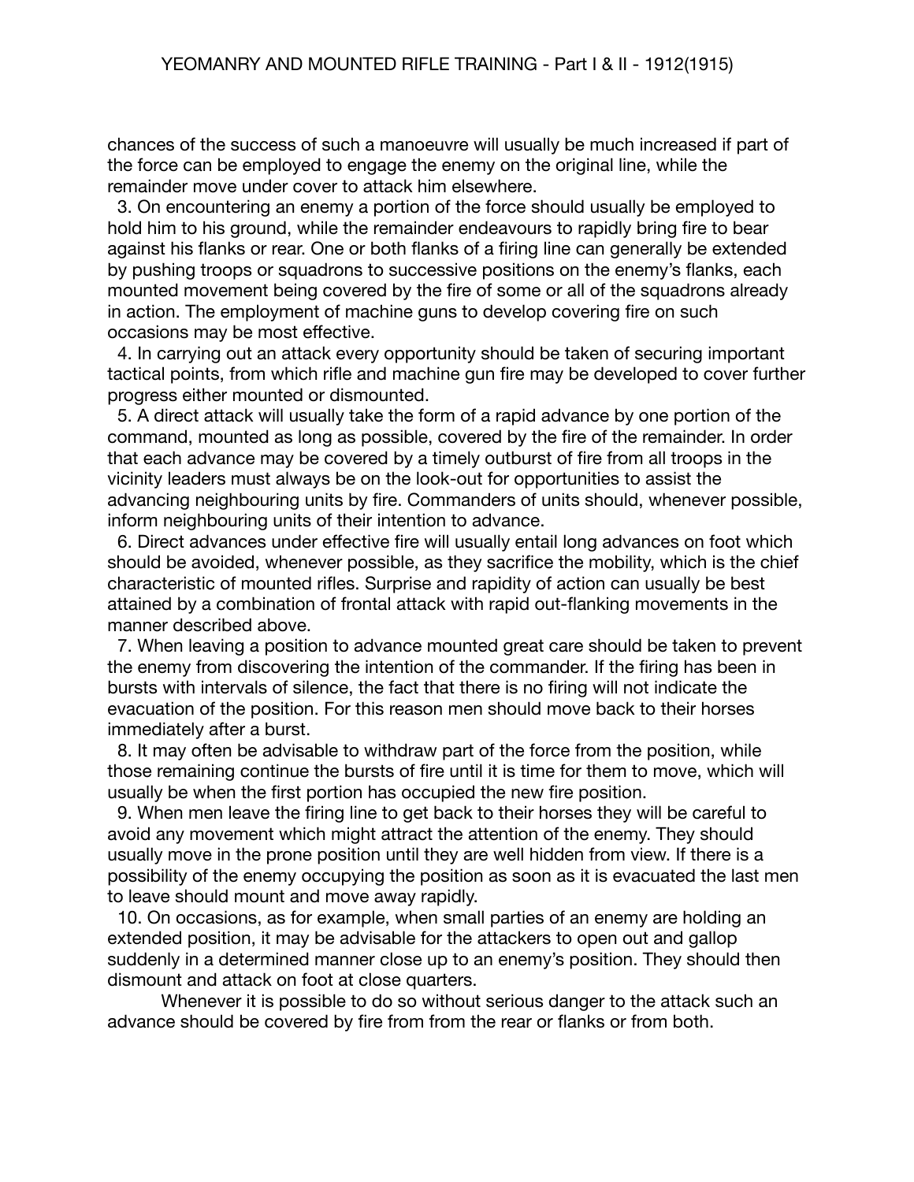chances of the success of such a manoeuvre will usually be much increased if part of the force can be employed to engage the enemy on the original line, while the remainder move under cover to attack him elsewhere.

3. On encountering an enemy a portion of the force should usually be employed to hold him to his ground, while the remainder endeavours to rapidly bring fire to bear against his flanks or rear. One or both flanks of a firing line can generally be extended by pushing troops or squadrons to successive positions on the enemy's flanks, each mounted movement being covered by the fire of some or all of the squadrons already in action. The employment of machine guns to develop covering fire on such occasions may be most effective.

4. In carrying out an attack every opportunity should be taken of securing important tactical points, from which rifle and machine gun fire may be developed to cover further progress either mounted or dismounted.

5. A direct attack will usually take the form of a rapid advance by one portion of the command, mounted as long as possible, covered by the fire of the remainder. In order that each advance may be covered by a timely outburst of fire from all troops in the vicinity leaders must always be on the look-out for opportunities to assist the advancing neighbouring units by fire. Commanders of units should, whenever possible, inform neighbouring units of their intention to advance.

6. Direct advances under effective fire will usually entail long advances on foot which should be avoided, whenever possible, as they sacrifice the mobility, which is the chief characteristic of mounted rifles. Surprise and rapidity of action can usually be best attained by a combination of frontal attack with rapid out-flanking movements in the manner described above.

7. When leaving a position to advance mounted great care should be taken to prevent the enemy from discovering the intention of the commander. If the firing has been in bursts with intervals of silence, the fact that there is no firing will not indicate the evacuation of the position. For this reason men should move back to their horses immediately after a burst.

8. It may often be advisable to withdraw part of the force from the position, while those remaining continue the bursts of fire until it is time for them to move, which will usually be when the first portion has occupied the new fire position.

9. When men leave the firing line to get back to their horses they will be careful to avoid any movement which might attract the attention of the enemy. They should usually move in the prone position until they are well hidden from view. If there is a possibility of the enemy occupying the position as soon as it is evacuated the last men to leave should mount and move away rapidly.

10. On occasions, as for example, when small parties of an enemy are holding an extended position, it may be advisable for the attackers to open out and gallop suddenly in a determined manner close up to an enemy's position. They should then dismount and attack on foot at close quarters.

Whenever it is possible to do so without serious danger to the attack such an advance should be covered by fire from from the rear or flanks or from both.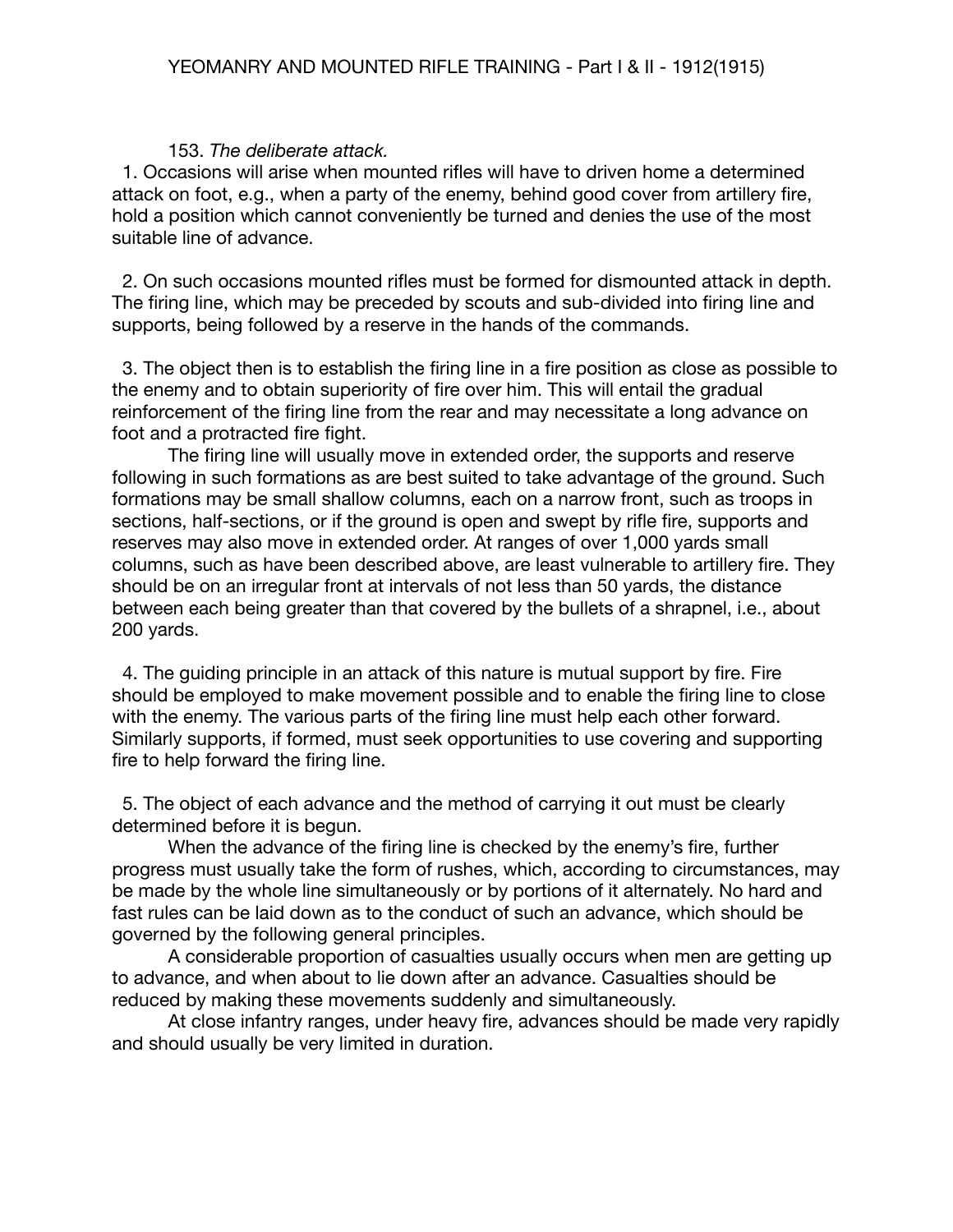153. *The deliberate attack.*

1. Occasions will arise when mounted rifles will have to driven home a determined attack on foot, e.g., when a party of the enemy, behind good cover from artillery fire, hold a position which cannot conveniently be turned and denies the use of the most suitable line of advance.

2. On such occasions mounted rifles must be formed for dismounted attack in depth. The firing line, which may be preceded by scouts and sub-divided into firing line and supports, being followed by a reserve in the hands of the commands.

3. The object then is to establish the firing line in a fire position as close as possible to the enemy and to obtain superiority of fire over him. This will entail the gradual reinforcement of the firing line from the rear and may necessitate a long advance on foot and a protracted fire fight.

The firing line will usually move in extended order, the supports and reserve following in such formations as are best suited to take advantage of the ground. Such formations may be small shallow columns, each on a narrow front, such as troops in sections, half-sections, or if the ground is open and swept by rifle fire, supports and reserves may also move in extended order. At ranges of over 1,000 yards small columns, such as have been described above, are least vulnerable to artillery fire. They should be on an irregular front at intervals of not less than 50 yards, the distance between each being greater than that covered by the bullets of a shrapnel, i.e., about 200 yards.

4. The guiding principle in an attack of this nature is mutual support by fire. Fire should be employed to make movement possible and to enable the firing line to close with the enemy. The various parts of the firing line must help each other forward. Similarly supports, if formed, must seek opportunities to use covering and supporting fire to help forward the firing line.

5. The object of each advance and the method of carrying it out must be clearly determined before it is begun.

When the advance of the firing line is checked by the enemy's fire, further progress must usually take the form of rushes, which, according to circumstances, may be made by the whole line simultaneously or by portions of it alternately. No hard and fast rules can be laid down as to the conduct of such an advance, which should be governed by the following general principles.

A considerable proportion of casualties usually occurs when men are getting up to advance, and when about to lie down after an advance. Casualties should be reduced by making these movements suddenly and simultaneously.

At close infantry ranges, under heavy fire, advances should be made very rapidly and should usually be very limited in duration.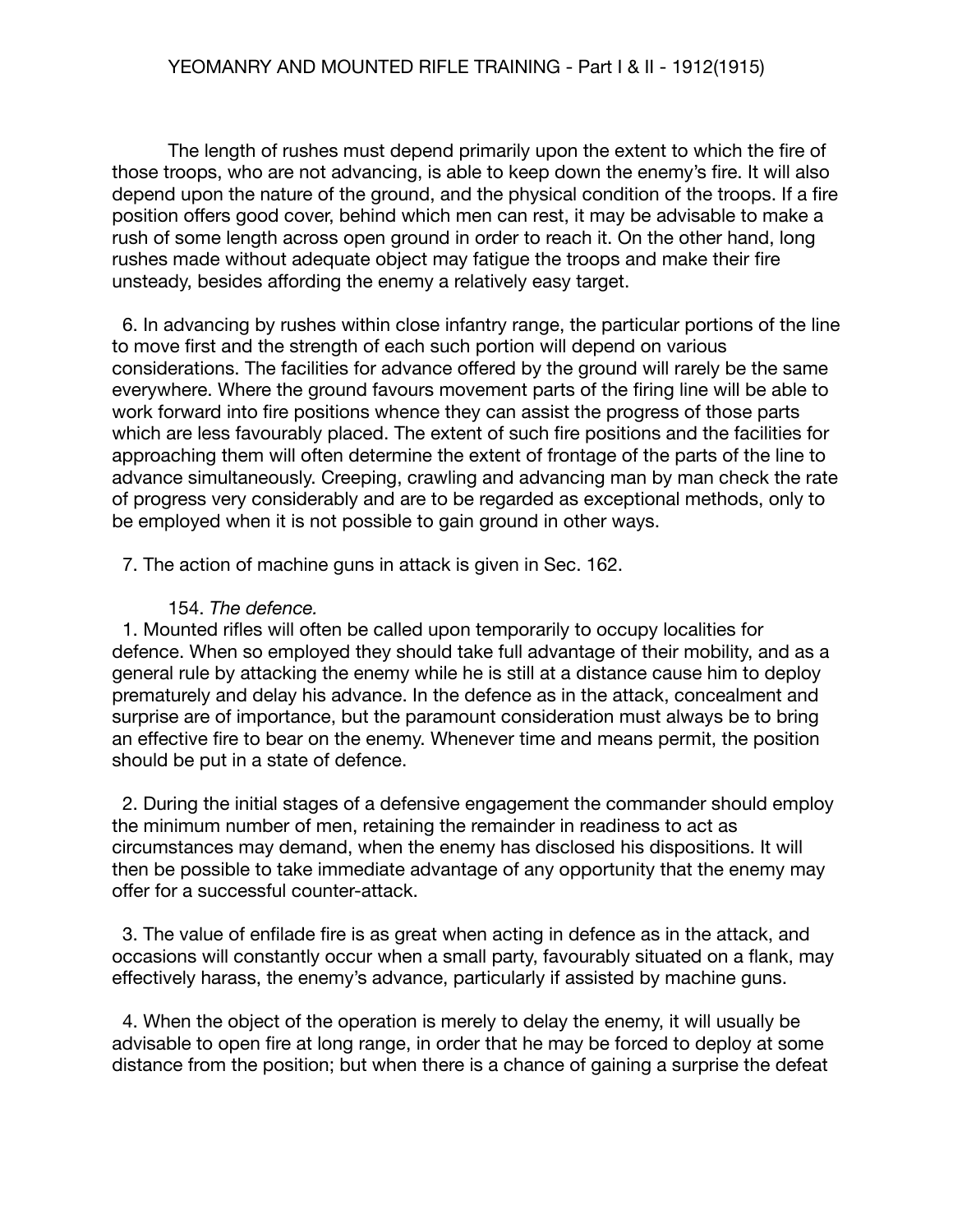The length of rushes must depend primarily upon the extent to which the fire of those troops, who are not advancing, is able to keep down the enemy's fire. It will also depend upon the nature of the ground, and the physical condition of the troops. If a fire position offers good cover, behind which men can rest, it may be advisable to make a rush of some length across open ground in order to reach it. On the other hand, long rushes made without adequate object may fatigue the troops and make their fire unsteady, besides affording the enemy a relatively easy target.

6. In advancing by rushes within close infantry range, the particular portions of the line to move first and the strength of each such portion will depend on various considerations. The facilities for advance offered by the ground will rarely be the same everywhere. Where the ground favours movement parts of the firing line will be able to work forward into fire positions whence they can assist the progress of those parts which are less favourably placed. The extent of such fire positions and the facilities for approaching them will often determine the extent of frontage of the parts of the line to advance simultaneously. Creeping, crawling and advancing man by man check the rate of progress very considerably and are to be regarded as exceptional methods, only to be employed when it is not possible to gain ground in other ways.

7. The action of machine guns in attack is given in Sec. 162.

154. *The defence.*

1. Mounted rifles will often be called upon temporarily to occupy localities for defence. When so employed they should take full advantage of their mobility, and as a general rule by attacking the enemy while he is still at a distance cause him to deploy prematurely and delay his advance. In the defence as in the attack, concealment and surprise are of importance, but the paramount consideration must always be to bring an effective fire to bear on the enemy. Whenever time and means permit, the position should be put in a state of defence.

2. During the initial stages of a defensive engagement the commander should employ the minimum number of men, retaining the remainder in readiness to act as circumstances may demand, when the enemy has disclosed his dispositions. It will then be possible to take immediate advantage of any opportunity that the enemy may offer for a successful counter-attack.

3. The value of enfilade fire is as great when acting in defence as in the attack, and occasions will constantly occur when a small party, favourably situated on a flank, may effectively harass, the enemy's advance, particularly if assisted by machine guns.

4. When the object of the operation is merely to delay the enemy, it will usually be advisable to open fire at long range, in order that he may be forced to deploy at some distance from the position; but when there is a chance of gaining a surprise the defeat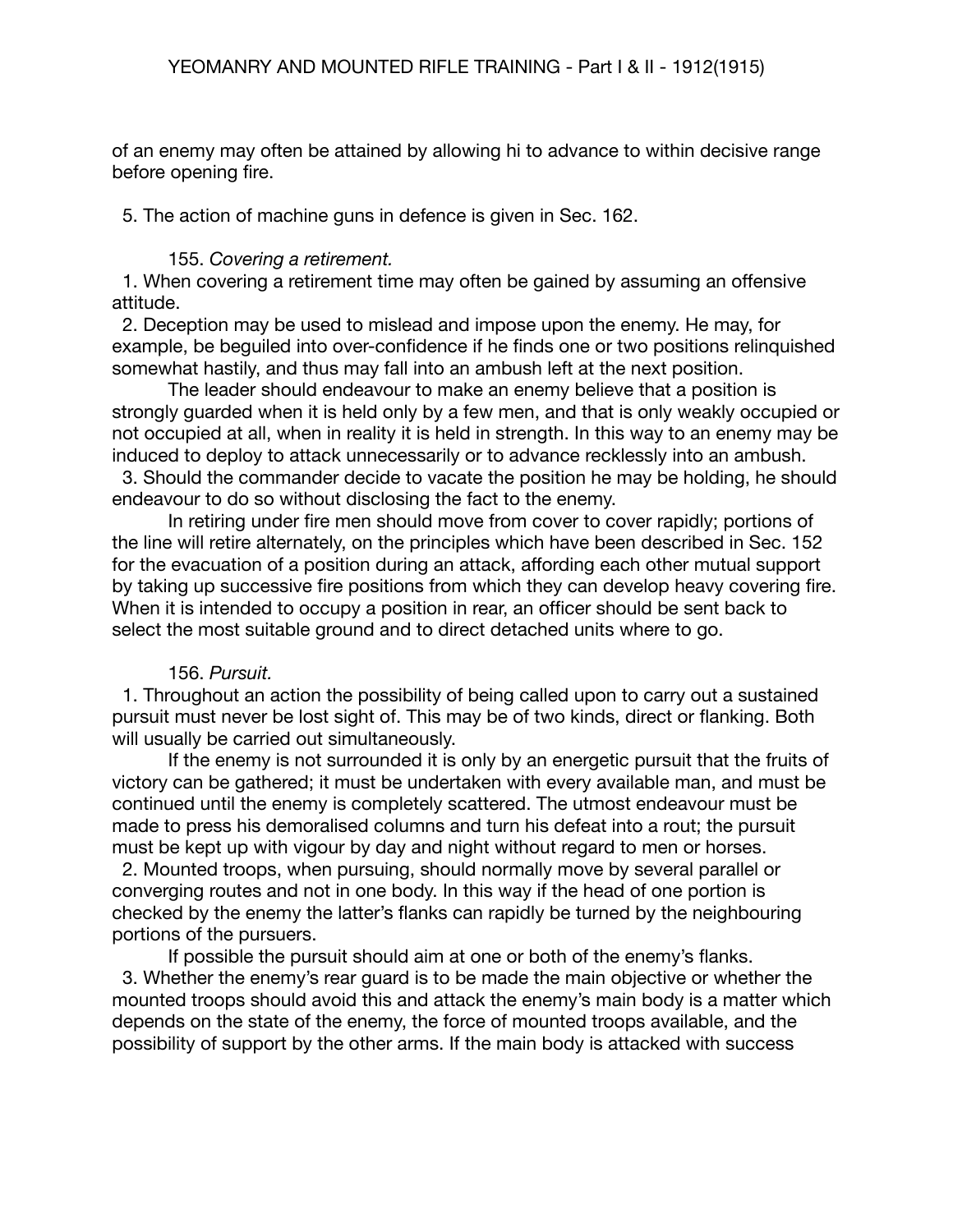of an enemy may often be attained by allowing hi to advance to within decisive range before opening fire.

5. The action of machine guns in defence is given in Sec. 162.

155. *Covering a retirement.*

1. When covering a retirement time may often be gained by assuming an offensive attitude.

2. Deception may be used to mislead and impose upon the enemy. He may, for example, be beguiled into over-confidence if he finds one or two positions relinquished somewhat hastily, and thus may fall into an ambush left at the next position.

The leader should endeavour to make an enemy believe that a position is strongly guarded when it is held only by a few men, and that is only weakly occupied or not occupied at all, when in reality it is held in strength. In this way to an enemy may be induced to deploy to attack unnecessarily or to advance recklessly into an ambush.

3. Should the commander decide to vacate the position he may be holding, he should endeavour to do so without disclosing the fact to the enemy.

In retiring under fire men should move from cover to cover rapidly; portions of the line will retire alternately, on the principles which have been described in Sec. 152 for the evacuation of a position during an attack, affording each other mutual support by taking up successive fire positions from which they can develop heavy covering fire. When it is intended to occupy a position in rear, an officer should be sent back to select the most suitable ground and to direct detached units where to go.

156. *Pursuit.*

1. Throughout an action the possibility of being called upon to carry out a sustained pursuit must never be lost sight of. This may be of two kinds, direct or flanking. Both will usually be carried out simultaneously.

If the enemy is not surrounded it is only by an energetic pursuit that the fruits of victory can be gathered; it must be undertaken with every available man, and must be continued until the enemy is completely scattered. The utmost endeavour must be made to press his demoralised columns and turn his defeat into a rout; the pursuit must be kept up with vigour by day and night without regard to men or horses.

2. Mounted troops, when pursuing, should normally move by several parallel or converging routes and not in one body. In this way if the head of one portion is checked by the enemy the latter's flanks can rapidly be turned by the neighbouring portions of the pursuers.

If possible the pursuit should aim at one or both of the enemy's flanks.

3. Whether the enemy's rear guard is to be made the main objective or whether the mounted troops should avoid this and attack the enemy's main body is a matter which depends on the state of the enemy, the force of mounted troops available, and the possibility of support by the other arms. If the main body is attacked with success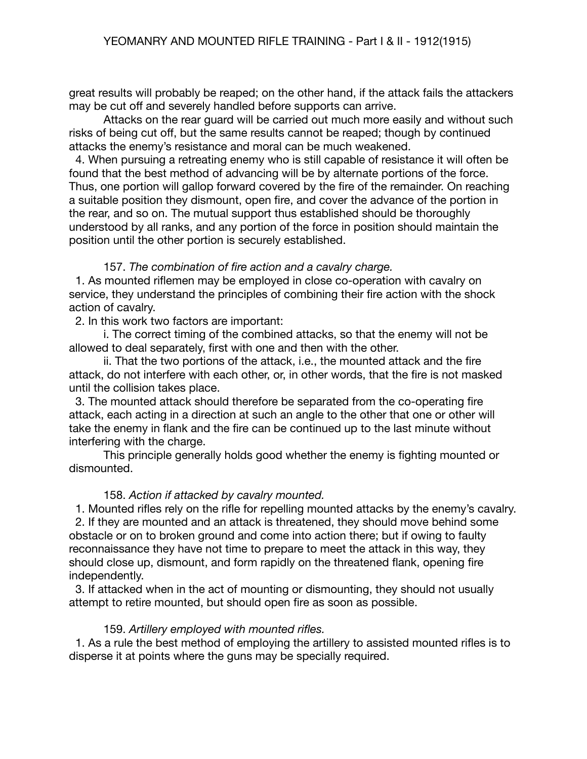great results will probably be reaped; on the other hand, if the attack fails the attackers may be cut off and severely handled before supports can arrive.

Attacks on the rear guard will be carried out much more easily and without such risks of being cut off, but the same results cannot be reaped; though by continued attacks the enemy's resistance and moral can be much weakened.

4. When pursuing a retreating enemy who is still capable of resistance it will often be found that the best method of advancing will be by alternate portions of the force. Thus, one portion will gallop forward covered by the fire of the remainder. On reaching a suitable position they dismount, open fire, and cover the advance of the portion in the rear, and so on. The mutual support thus established should be thoroughly understood by all ranks, and any portion of the force in position should maintain the position until the other portion is securely established.

157. *The combination of fire action and a cavalry charge.*

1. As mounted riflemen may be employed in close co-operation with cavalry on service, they understand the principles of combining their fire action with the shock action of cavalry.

2. In this work two factors are important:

i. The correct timing of the combined attacks, so that the enemy will not be allowed to deal separately, first with one and then with the other.

ii. That the two portions of the attack, i.e., the mounted attack and the fire attack, do not interfere with each other, or, in other words, that the fire is not masked until the collision takes place.

3. The mounted attack should therefore be separated from the co-operating fire attack, each acting in a direction at such an angle to the other that one or other will take the enemy in flank and the fire can be continued up to the last minute without interfering with the charge.

This principle generally holds good whether the enemy is fighting mounted or dismounted.

158. *Action if attacked by cavalry mounted.*

1. Mounted rifles rely on the rifle for repelling mounted attacks by the enemy's cavalry.

2. If they are mounted and an attack is threatened, they should move behind some obstacle or on to broken ground and come into action there; but if owing to faulty reconnaissance they have not time to prepare to meet the attack in this way, they should close up, dismount, and form rapidly on the threatened flank, opening fire independently.

3. If attacked when in the act of mounting or dismounting, they should not usually attempt to retire mounted, but should open fire as soon as possible.

159. *Artillery employed with mounted rifles.*

1. As a rule the best method of employing the artillery to assisted mounted rifles is to disperse it at points where the guns may be specially required.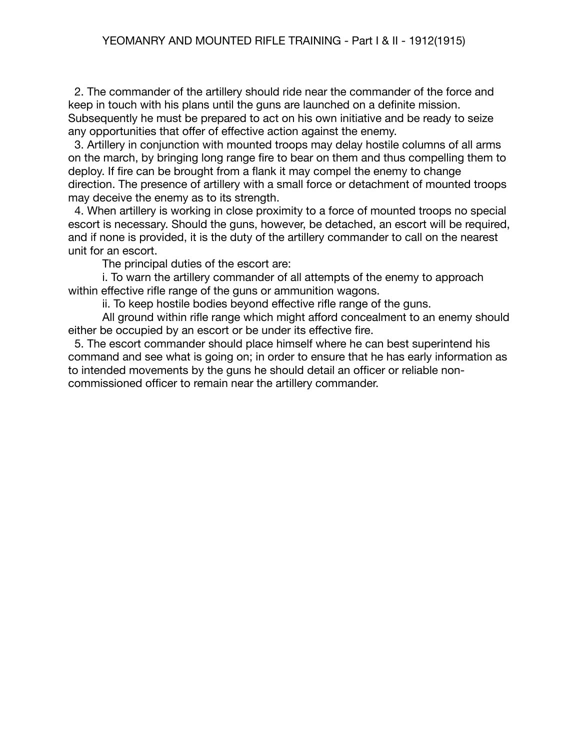2. The commander of the artillery should ride near the commander of the force and keep in touch with his plans until the guns are launched on a definite mission. Subsequently he must be prepared to act on his own initiative and be ready to seize any opportunities that offer of effective action against the enemy.

3. Artillery in conjunction with mounted troops may delay hostile columns of all arms on the march, by bringing long range fire to bear on them and thus compelling them to deploy. If fire can be brought from a flank it may compel the enemy to change direction. The presence of artillery with a small force or detachment of mounted troops may deceive the enemy as to its strength.

4. When artillery is working in close proximity to a force of mounted troops no special escort is necessary. Should the guns, however, be detached, an escort will be required, and if none is provided, it is the duty of the artillery commander to call on the nearest unit for an escort.

The principal duties of the escort are:

i. To warn the artillery commander of all attempts of the enemy to approach within effective rifle range of the guns or ammunition wagons.

ii. To keep hostile bodies beyond effective rifle range of the guns.

All ground within rifle range which might afford concealment to an enemy should either be occupied by an escort or be under its effective fire.

5. The escort commander should place himself where he can best superintend his command and see what is going on; in order to ensure that he has early information as to intended movements by the guns he should detail an officer or reliable non-commissioned officer to remain near the artillery commander.